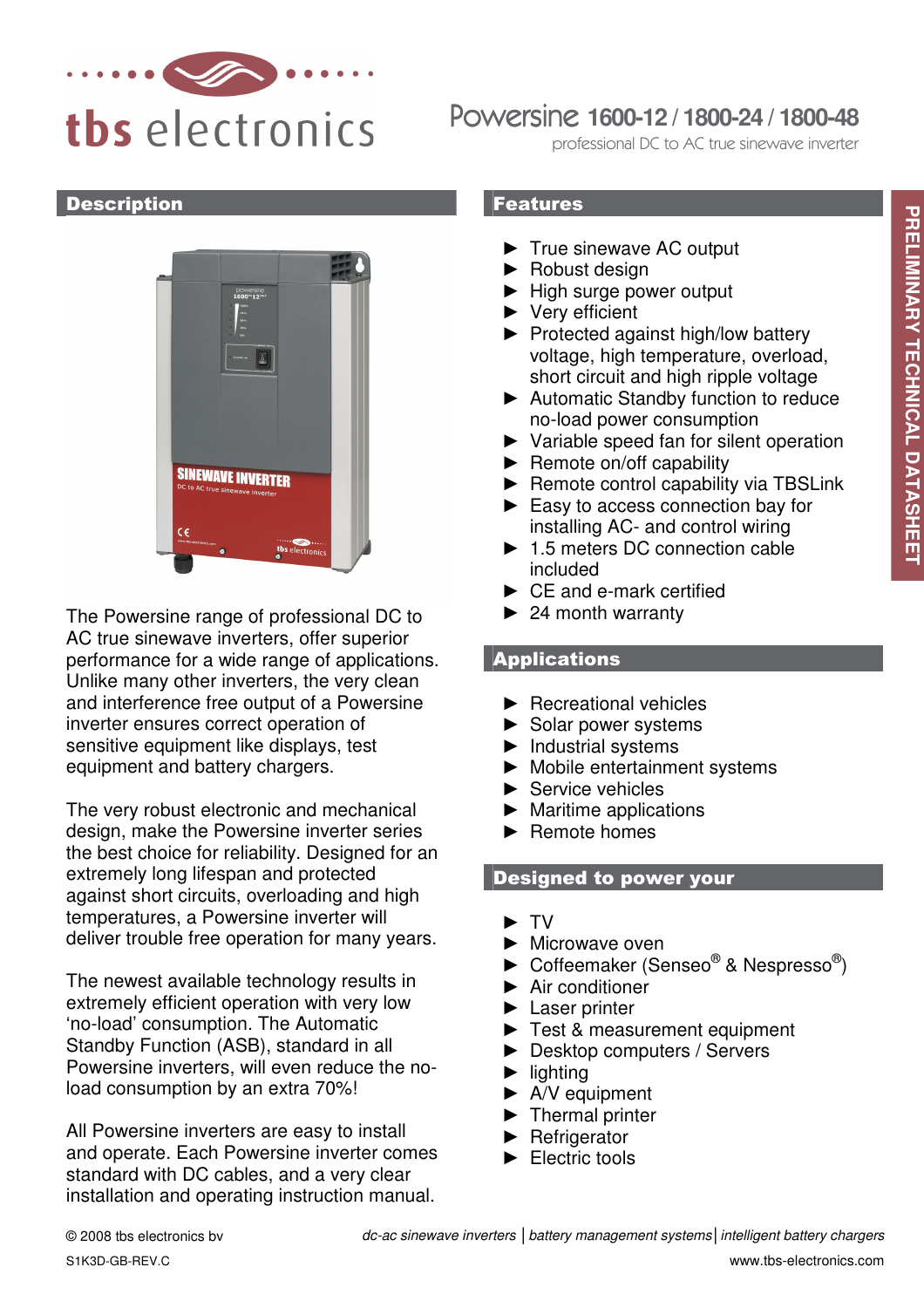# tbs electronics

## Powersine 1600-12 / 1800-24 / 1800-48

professional DC to AC true sinewave inverter

PRELIMINARY TECHNICAL DATASHEET

## Description

The Powersine range of professional DC to AC true sinewave inverters, offer superior performance for a wide range of applications. Unlike many other inverters, the very clean and interference free output of a Powersine inverter ensures correct operation of sensitive equipment like displays, test equipment and battery chargers.

The very robust electronic and mechanical design, make the Powersine inverter series the best choice for reliability. Designed for an extremely long lifespan and protected against short circuits, overloading and high temperatures, a Powersine inverter will deliver trouble free operation for many years.

The newest available technology results in extremely efficient operation with very low 'no-load' consumption. The Automatic Standby Function (ASB), standard in all Powersine inverters, will even reduce the no-load consumption by an extra 70%!

All Powersine inverters are easy to install and operate. Each Powersine inverter comes standard with DC cables, and a very clear installation and operating instruction manual.

## Features

- True sinewave AC output
- Robust design
- High surge power output
- Very efficient
- Protected against high/low battery voltage, high temperature, overload, short circuit and high ripple voltage
- Automatic Standby function to reduce no-load power consumption
- Variable speed fan for silent operation
- Remote on/off capability
- Remote control capability via TBSLink
- Easy to access connection bay for installing AC- and control wiring
- 1.5 meters DC connection cable included
- CE and e-mark certified
- 24 month warranty

## Applications

- Recreational vehicles
- Solar power systems
- Industrial systems
- Mobile entertainment systems
- Service vehicles
- Maritime applications
- Remote homes

## Designed to power your

- TV
- Microwave oven
- Coffeemaker (Senseo® & Nespresso®)
- Air conditioner
- Laser printer
- Test & measurement equipment
- Desktop computers / Servers
- lighting
- A/V equipment
- Thermal printer
- Refrigerator
- Electric tools

© 2008 tbs electronics bv

S1K3D-GB-REV.C

*dc-ac sinewave inverters | battery management systems | intelligent battery chargers*

www.tbs-electronics.com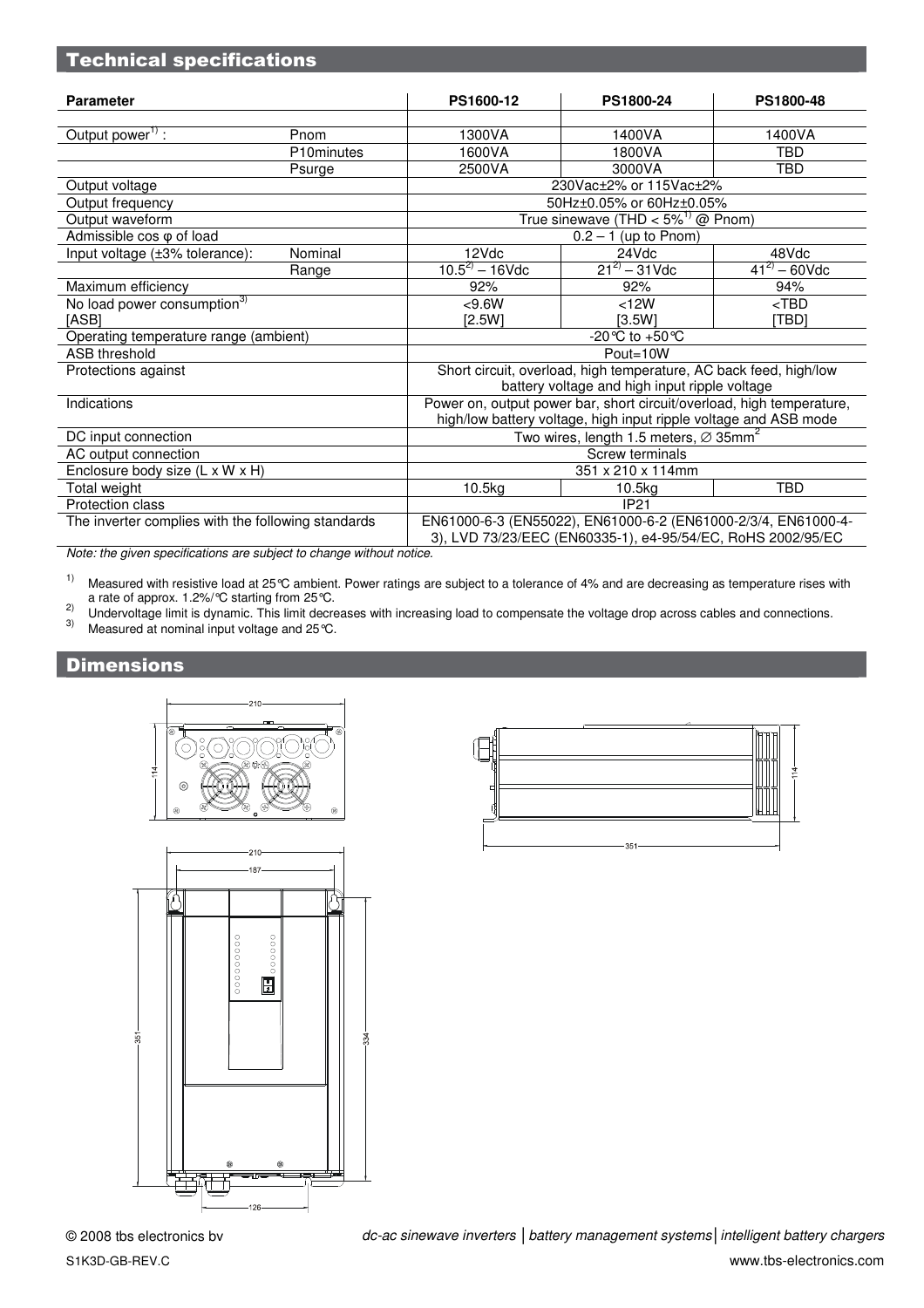## Technical specifications

| Parameter | | PS1600-12 | PS1800-24 | PS1800-48 |
|---|---|---|---|---|
| Output power[1] : | Pnom | 1300VA | 1400VA | 1400VA |
| | P10minutes | 1600VA | 1800VA | TBD |
| | Psurge | 2500VA | 3000VA | TBD |
| Output voltage | | 230Vac±2% or 115Vac±2% | | |
| Output frequency | | 50Hz±0.05% or 60Hz±0.05% | | |
| Output waveform | | True sinewave (THD < 5%[1] @ Pnom) | | |
| Admissible cos φ of load | | 0.2 – 1 (up to Pnom) | | |
| Input voltage (±3% tolerance): | Nominal | 12Vdc | 24Vdc | 48Vdc |
| | Range | 10.5[2] – 16Vdc | 21[2] – 31Vdc | 41[2] – 60Vdc |
| Maximum efficiency | | 92% | 92% | 94% |
| No load power consumption[3] [ASB] | | <9.6W [2.5W] | <12W [3.5W] | <TBD [TBD] |
| Operating temperature range (ambient) | | -20℃ to +50℃ | | |
| ASB threshold | | Pout=10W | | |
| Protections against | | Short circuit, overload, high temperature, AC back feed, high/low battery voltage and high input ripple voltage | | |
| Indications | | Power on, output power bar, short circuit/overload, high temperature, high/low battery voltage, high input ripple voltage and ASB mode | | |
| DC input connection | | Two wires, length 1.5 meters, ∅ 35mm² | | |
| AC output connection | | Screw terminals | | |
| Enclosure body size (L x W x H) | | 351 x 210 x 114mm | | |
| Total weight | | 10.5kg | 10.5kg | TBD |
| Protection class | | IP21 | | |
| The inverter complies with the following standards | | EN61000-6-3 (EN55022), EN61000-6-2 (EN61000-2/3/4, EN61000-4-3), LVD 73/23/EEC (EN60335-1), e4-95/54/EC, RoHS 2002/95/EC | | |

*Note: the given specifications are subject to change without notice.*

1) Measured with resistive load at 25℃ ambient. Power ratings are subject to a tolerance of 4% and are decreasing as temperature rises with a rate of approx. 1.2%/℃ starting from 25℃.

2) Undervoltage limit is dynamic. This limit decreases with increasing load to compensate the voltage drop across cables and connections.

3) Measured at nominal input voltage and 25℃.

## Dimensions

210
114
210
187
351
334
126
351
114

© 2008 tbs electronics bv

*dc-ac sinewave inverters | battery management systems | intelligent battery chargers*

S1K3D-GB-REV.C

www.tbs-electronics.com